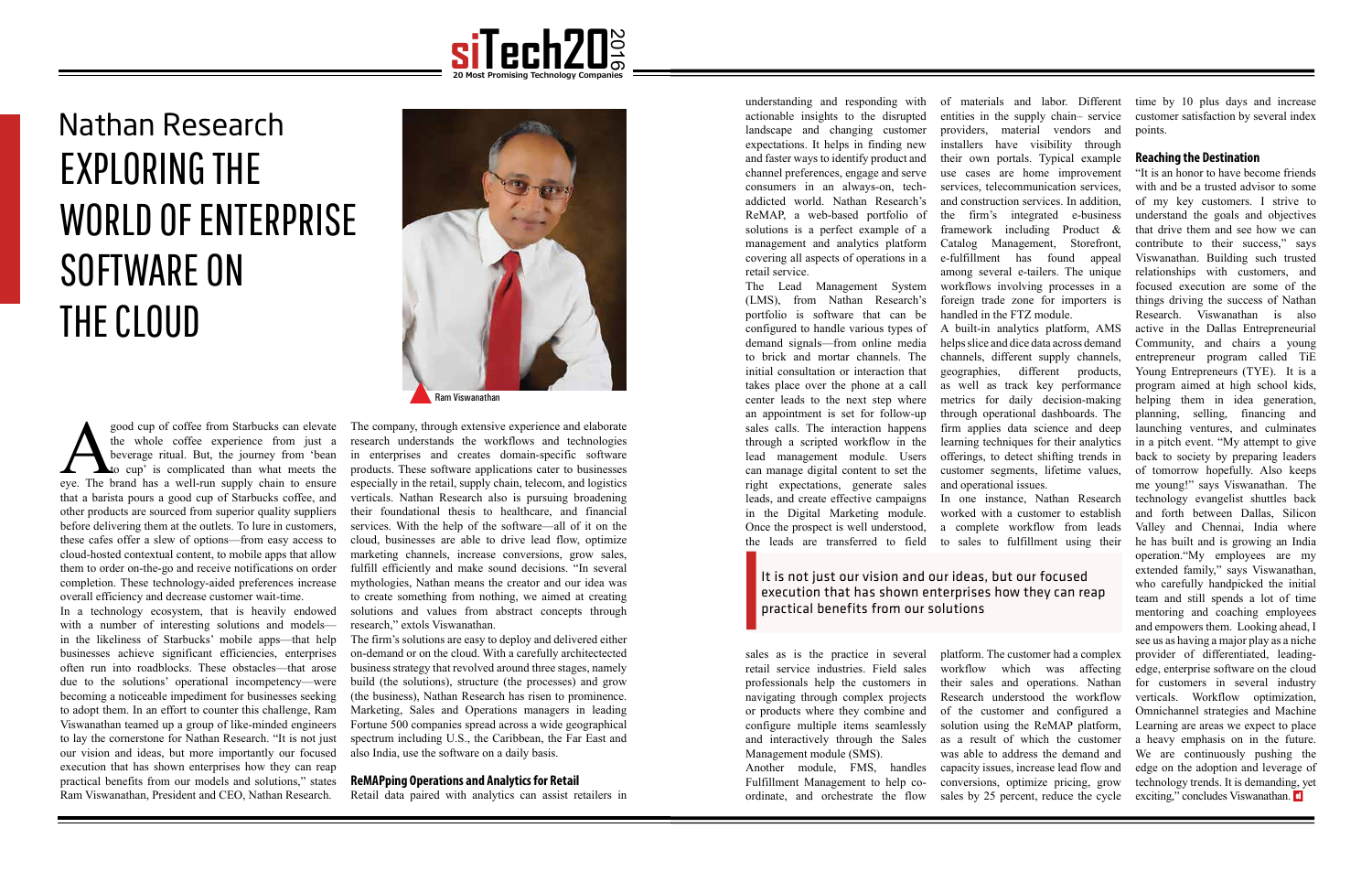# Nathan Research

# EXPLORING THE WORLD OF ENTERPRISE SOFTWARE ON THE CLOUD

Ram Viswanathan

A good cup of coffee from Starbucks can elevate the whole coffee experience from just a beverage ritual. But, the journey from 'bean to cup' is complicated than what meets the eye. The brand has a well-run supply chain to ensure that a barista pours a good cup of Starbucks coffee, and other products are sourced from superior quality suppliers before delivering them at the outlets. To lure in customers, these cafes offer a slew of options—from easy access to cloud-hosted contextual content, to mobile apps that allow them to order on-the-go and receive notifications on order completion. These technology-aided preferences increase overall efficiency and decrease customer wait-time.

In a technology ecosystem, that is heavily endowed with a number of interesting solutions and models—in the likeliness of Starbucks' mobile apps—that help businesses achieve significant efficiencies, enterprises often run into roadblocks. These obstacles—that arose due to the solutions' operational incompetency—were becoming a noticeable impediment for businesses seeking to adopt them. In an effort to counter this challenge, Ram Viswanathan teamed up a group of like-minded engineers to lay the cornerstone for Nathan Research. "It is not just our vision and ideas, but more importantly our focused execution that has shown enterprises how they can reap practical benefits from our models and solutions," states Ram Viswanathan, President and CEO, Nathan Research.

The company, through extensive experience and elaborate research understands the workflows and technologies in enterprises and creates domain-specific software products. These software applications cater to businesses especially in the retail, supply chain, telecom, and logistics verticals. Nathan Research also is pursuing broadening their foundational thesis to healthcare, and financial services. With the help of the software—all of it on the cloud, businesses are able to drive lead flow, optimize marketing channels, increase conversions, grow sales, fulfill efficiently and make sound decisions. "In several mythologies, Nathan means the creator and our idea was to create something from nothing, we aimed at creating solutions and values from abstract concepts through research," extols Viswanathan.

The firm's solutions are easy to deploy and delivered either on-demand or on the cloud. With a carefully architectected business strategy that revolved around three stages, namely build (the solutions), structure (the processes) and grow (the business), Nathan Research has risen to prominence. Marketing, Sales and Operations managers in leading Fortune 500 companies spread across a wide geographical spectrum including U.S., the Caribbean, the Far East and also India, use the software on a daily basis.

## ReMAPping Operations and Analytics for Retail

Retail data paired with analytics can assist retailers in understanding and responding with actionable insights to the disrupted landscape and changing customer expectations. It helps in finding new and faster ways to identify product and channel preferences, engage and serve consumers in an always-on, tech-addicted world. Nathan Research's ReMAP, a web-based portfolio of solutions is a perfect example of a management and analytics platform covering all aspects of operations in a retail service.

The Lead Management System (LMS), from Nathan Research's portfolio is software that can be configured to handle various types of demand signals—from online media to brick and mortar channels. The initial consultation or interaction that takes place over the phone at a call center leads to the next step where an appointment is set for follow-up sales calls. The interaction happens through a scripted workflow in the lead management module. Users can manage digital content to set the right expectations, generate sales leads, and create effective campaigns in the Digital Marketing module. Once the prospect is well understood, the leads are transferred to field sales as is the practice in several retail service industries. Field sales professionals help the customers in navigating through complex projects or products where they combine and configure multiple items seamlessly and interactively through the Sales Management module (SMS).

> It is not just our vision and our ideas, but our focused execution that has shown enterprises how they can reap practical benefits from our solutions

Another module, FMS, handles Fulfillment Management to help co-ordinate, and orchestrate the flow of materials and labor. Different entities in the supply chain– service providers, material vendors and installers have visibility through their own portals. Typical example use cases are home improvement services, telecommunication services, and construction services. In addition, the firm's integrated e-business framework including Product & Catalog Management, Storefront, e-fulfillment has found appeal among several e-tailers. The unique workflows involving processes in a foreign trade zone for importers is handled in the FTZ module.

A built-in analytics platform, AMS helps slice and dice data across demand channels, different supply channels, geographies, different products, as well as track key performance metrics for daily decision-making through operational dashboards. The firm applies data science and deep learning techniques for their analytics offerings, to detect shifting trends in customer segments, lifetime values, and operational issues.

In one instance, Nathan Research worked with a customer to establish a complete workflow from leads to sales to fulfillment using their platform. The customer had a complex workflow which was affecting their sales and operations. Nathan Research understood the workflow of the customer and configured a solution using the ReMAP platform, as a result of which the customer was able to address the demand and capacity issues, increase lead flow and conversions, optimize pricing, grow sales by 25 percent, reduce the cycle time by 10 plus days and increase customer satisfaction by several index points.

## Reaching the Destination

"It is an honor to have become friends with and be a trusted advisor to some of my key customers. I strive to understand the goals and objectives that drive them and see how we can contribute to their success," says Viswanathan. Building such trusted relationships with customers, and focused execution are some of the things driving the success of Nathan Research. Viswanathan is also active in the Dallas Entrepreneurial Community, and chairs a young entrepreneur program called TiE Young Entrepreneurs (TYE). It is a program aimed at high school kids, helping them in idea generation, planning, selling, financing and launching ventures, and culminates in a pitch event. "My attempt to give back to society by preparing leaders of tomorrow hopefully. Also keeps me young!" says Viswanathan. The technology evangelist shuttles back and forth between Dallas, Silicon Valley and Chennai, India where he has built and is growing an India operation."My employees are my extended family," says Viswanathan, who carefully handpicked the initial team and still spends a lot of time mentoring and coaching employees and empowers them. Looking ahead, I see us as having a major play as a niche provider of differentiated, leading-edge, enterprise software on the cloud for customers in several industry verticals. Workflow optimization, Omnichannel strategies and Machine Learning are areas we expect to place a heavy emphasis on in the future. We are continuously pushing the edge on the adoption and leverage of technology trends. It is demanding, yet exciting," concludes Viswanathan.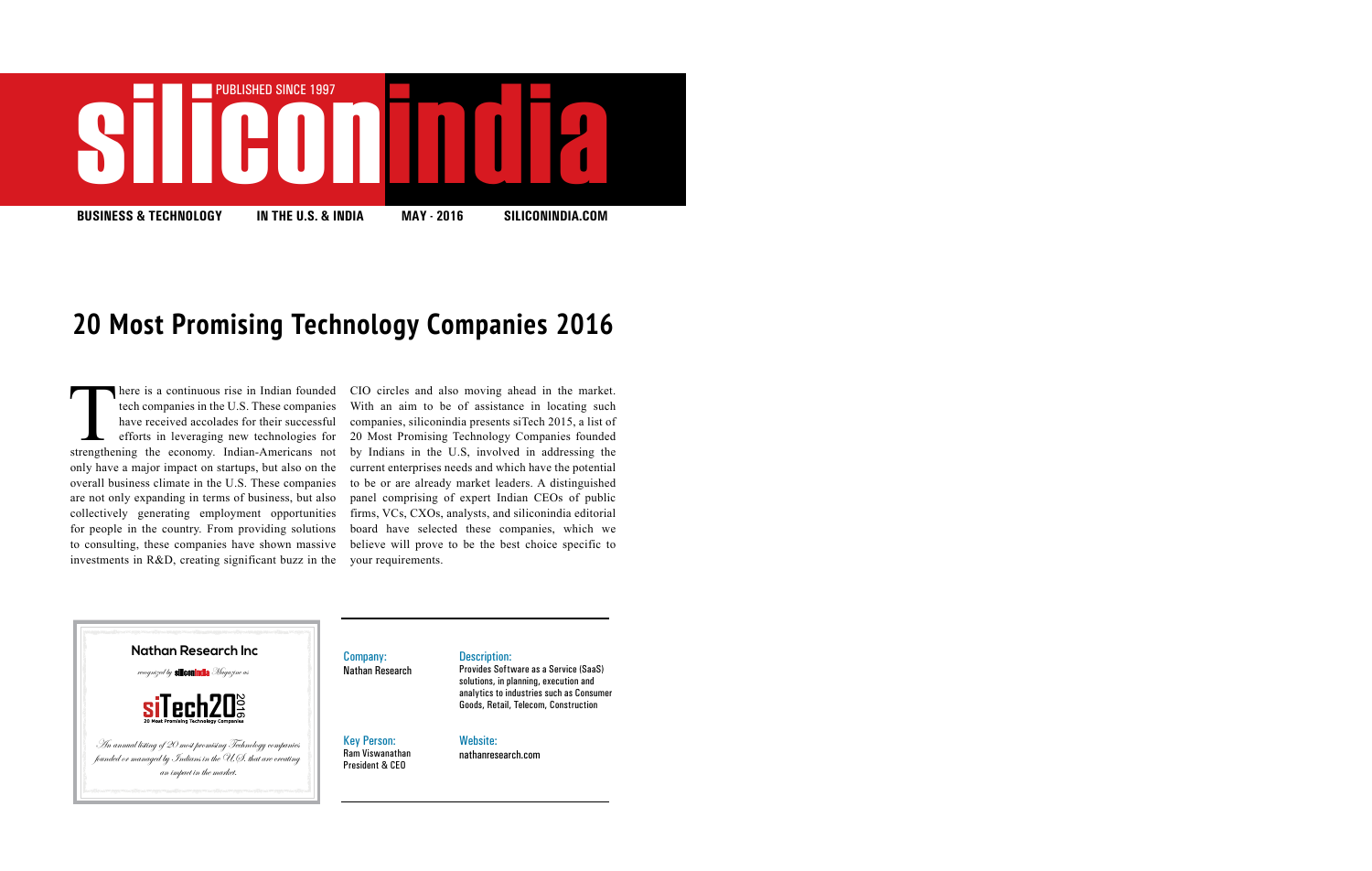# siliconindia

PUBLISHED SINCE 1997

**BUSINESS & TECHNOLOGY** **IN THE U.S. & INDIA** **MAY - 2016** **SILICONINDIA.COM**

## 20 Most Promising Technology Companies 2016

There is a continuous rise in Indian founded tech companies in the U.S. These companies have received accolades for their successful efforts in leveraging new technologies for strengthening the economy. Indian-Americans not only have a major impact on startups, but also on the overall business climate in the U.S. These companies are not only expanding in terms of business, but also collectively generating employment opportunities for people in the country. From providing solutions to consulting, these companies have shown massive investments in R&D, creating significant buzz in the CIO circles and also moving ahead in the market. With an aim to be of assistance in locating such companies, siliconindia presents siTech 2015, a list of 20 Most Promising Technology Companies founded by Indians in the U.S, involved in addressing the current enterprises needs and which have the potential to be or are already market leaders. A distinguished panel comprising of expert Indian CEOs of public firms, VCs, CXOs, analysts, and siliconindia editorial board have selected these companies, which we believe will prove to be the best choice specific to your requirements.

**Nathan Research Inc**

*recognized by siliconindia Magazine as*

siTech20 2016

20 Most Promising Technology Companies

*An annual listing of 20 most promising Technology companies founded or managed by Indians in the U.S. that are creating an impact in the market.*

**Company:**
Nathan Research

**Description:**
Provides Software as a Service (SaaS) solutions, in planning, execution and analytics to industries such as Consumer Goods, Retail, Telecom, Construction

**Key Person:**
Ram Viswanathan
President & CEO

**Website:**
nathanresearch.com